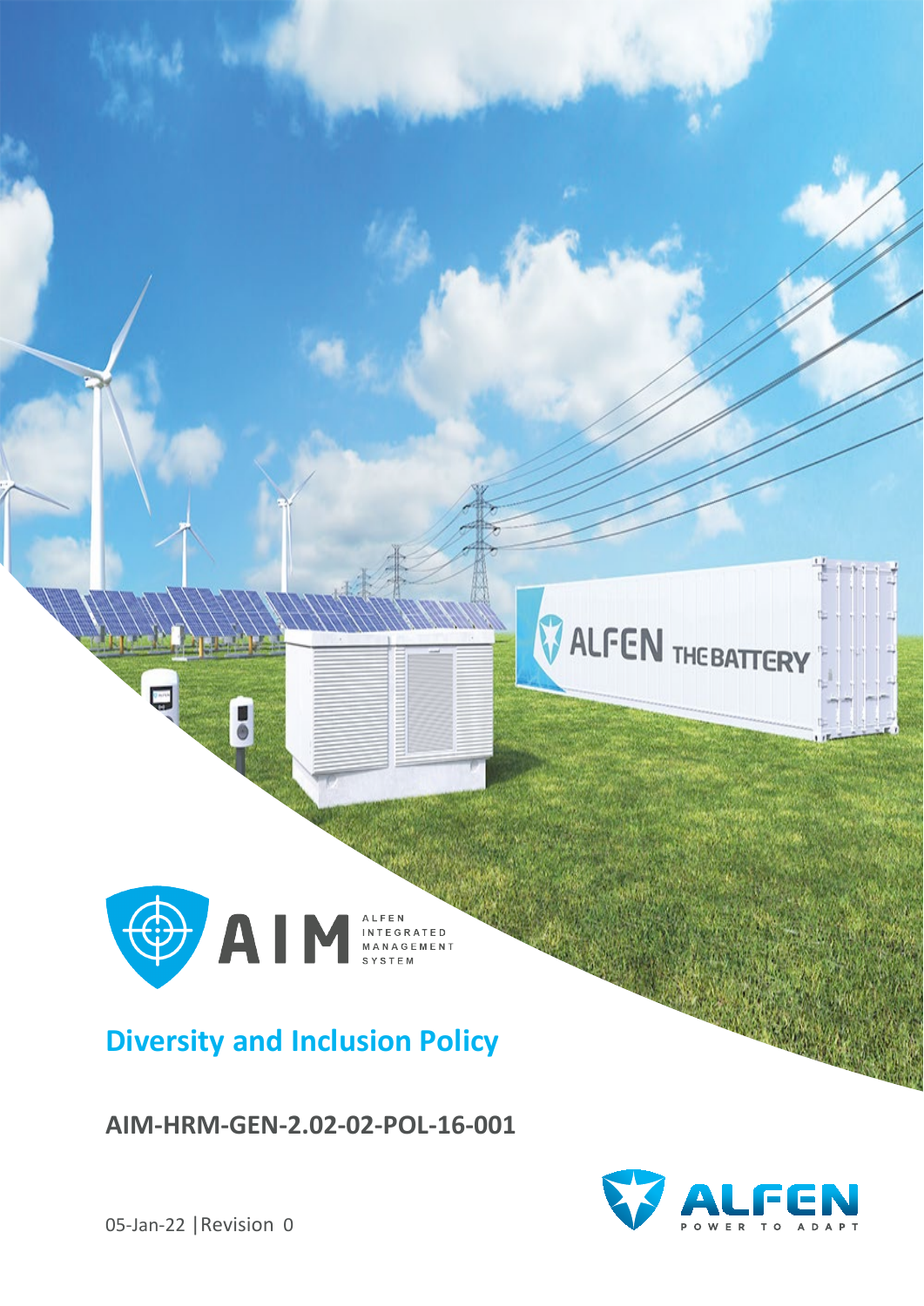AIM ALFEN INTEGRATED MANAGEMENT SYSTEM

# Diversity and Inclusion Policy

**AIM-HRM-GEN-2.02-02-POL-16-001**

05-Jan-22 | Revision 0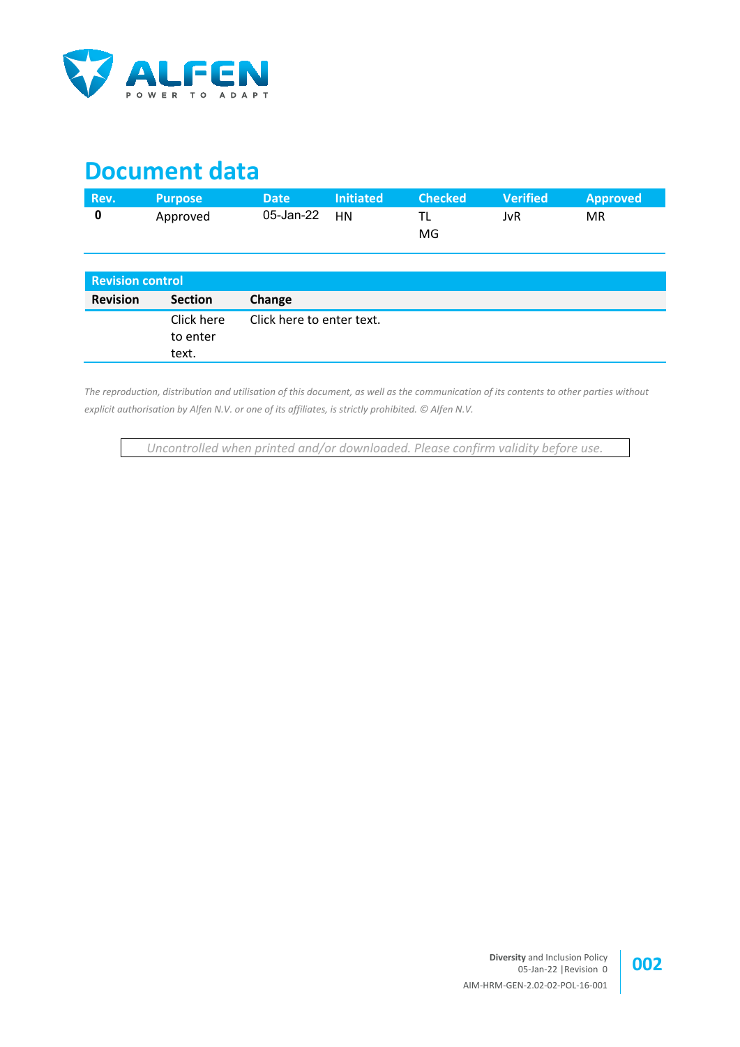# Document data

| Rev. | Purpose | Date | Initiated | Checked | Verified | Approved |
|---|---|---|---|---|---|---|
| **0** | Approved | 05-Jan-22 | HN | TL<br>MG | JvR | MR |

| Revision control | | |
|---|---|---|
| **Revision** | **Section** | **Change** |
| | Click here to enter text. | Click here to enter text. |

*The reproduction, distribution and utilisation of this document, as well as the communication of its contents to other parties without explicit authorisation by Alfen N.V. or one of its affiliates, is strictly prohibited. © Alfen N.V.*

*Uncontrolled when printed and/or downloaded. Please confirm validity before use.*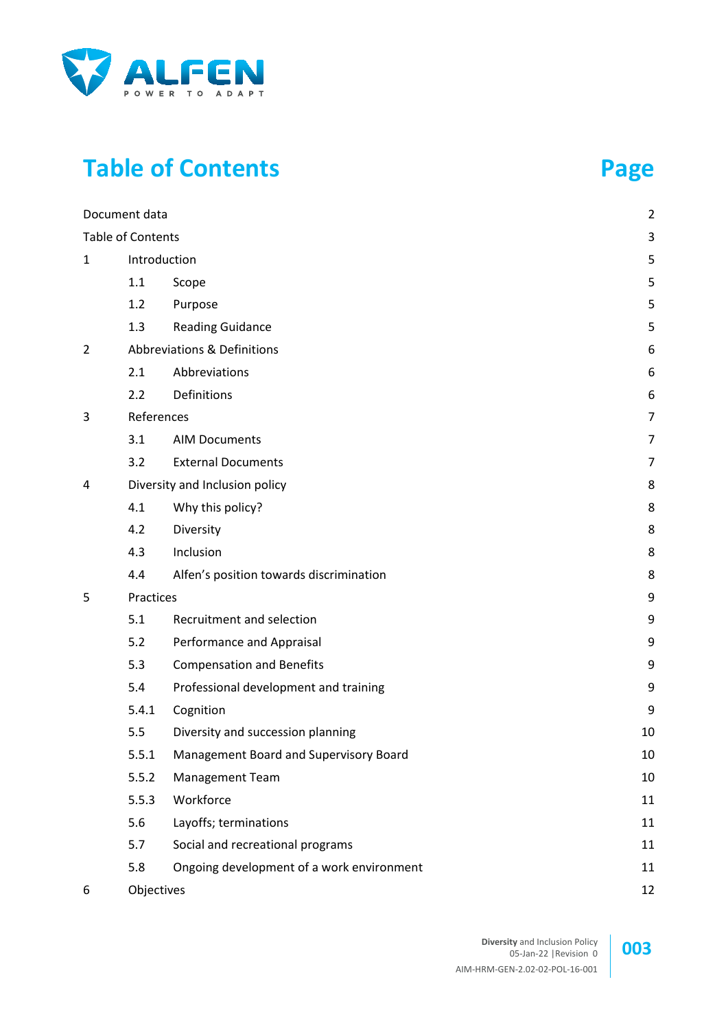# Table of Contents

| | | Page |
|---|---|---|
| Document data | | 2 |
| Table of Contents | | 3 |
| 1 | Introduction | 5 |
| 1.1 | Scope | 5 |
| 1.2 | Purpose | 5 |
| 1.3 | Reading Guidance | 5 |
| 2 | Abbreviations & Definitions | 6 |
| 2.1 | Abbreviations | 6 |
| 2.2 | Definitions | 6 |
| 3 | References | 7 |
| 3.1 | AIM Documents | 7 |
| 3.2 | External Documents | 7 |
| 4 | Diversity and Inclusion policy | 8 |
| 4.1 | Why this policy? | 8 |
| 4.2 | Diversity | 8 |
| 4.3 | Inclusion | 8 |
| 4.4 | Alfen's position towards discrimination | 8 |
| 5 | Practices | 9 |
| 5.1 | Recruitment and selection | 9 |
| 5.2 | Performance and Appraisal | 9 |
| 5.3 | Compensation and Benefits | 9 |
| 5.4 | Professional development and training | 9 |
| 5.4.1 | Cognition | 9 |
| 5.5 | Diversity and succession planning | 10 |
| 5.5.1 | Management Board and Supervisory Board | 10 |
| 5.5.2 | Management Team | 10 |
| 5.5.3 | Workforce | 11 |
| 5.6 | Layoffs; terminations | 11 |
| 5.7 | Social and recreational programs | 11 |
| 5.8 | Ongoing development of a work environment | 11 |
| 6 | Objectives | 12 |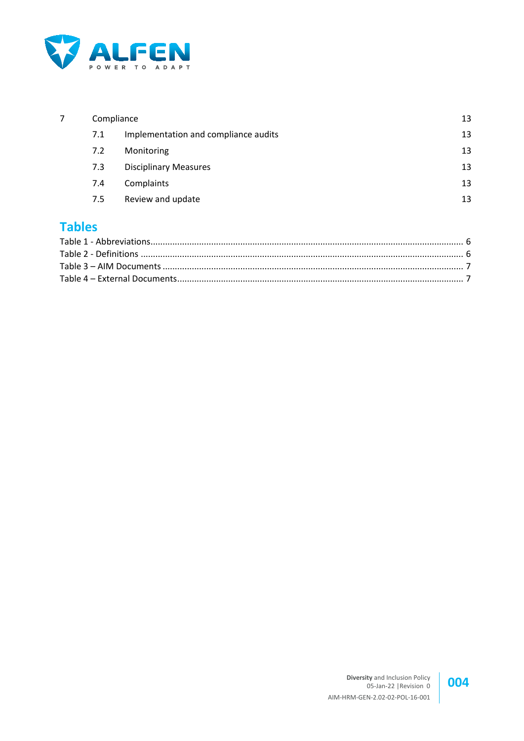| | | |
|---|---|---|
| 7 | Compliance | 13 |
| 7.1 | Implementation and compliance audits | 13 |
| 7.2 | Monitoring | 13 |
| 7.3 | Disciplinary Measures | 13 |
| 7.4 | Complaints | 13 |
| 7.5 | Review and update | 13 |

## Tables

Table 1 - Abbreviations ..... 6
Table 2 - Definitions ..... 6
Table 3 – AIM Documents ..... 7
Table 4 – External Documents ..... 7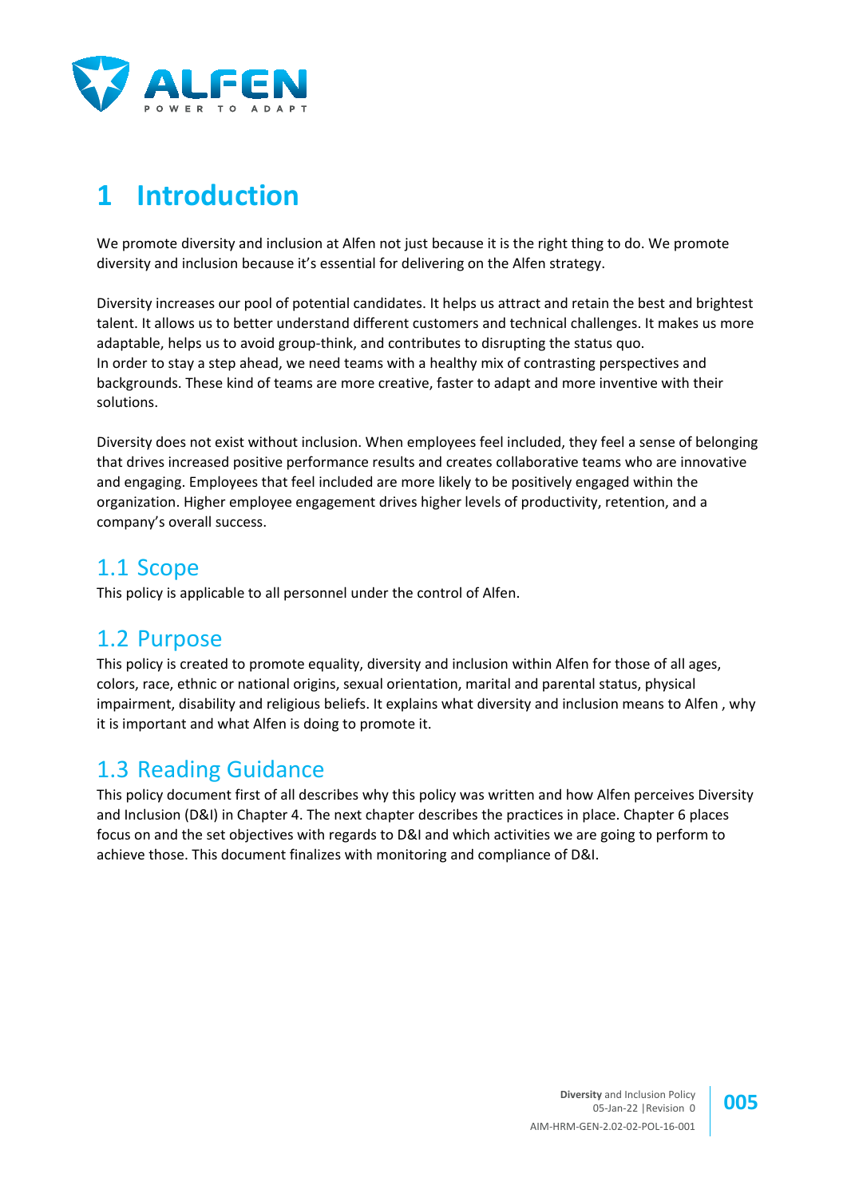# 1 Introduction

We promote diversity and inclusion at Alfen not just because it is the right thing to do. We promote diversity and inclusion because it's essential for delivering on the Alfen strategy.

Diversity increases our pool of potential candidates. It helps us attract and retain the best and brightest talent. It allows us to better understand different customers and technical challenges. It makes us more adaptable, helps us to avoid group-think, and contributes to disrupting the status quo.
In order to stay a step ahead, we need teams with a healthy mix of contrasting perspectives and backgrounds. These kind of teams are more creative, faster to adapt and more inventive with their solutions.

Diversity does not exist without inclusion. When employees feel included, they feel a sense of belonging that drives increased positive performance results and creates collaborative teams who are innovative and engaging. Employees that feel included are more likely to be positively engaged within the organization. Higher employee engagement drives higher levels of productivity, retention, and a company's overall success.

## 1.1 Scope

This policy is applicable to all personnel under the control of Alfen.

## 1.2 Purpose

This policy is created to promote equality, diversity and inclusion within Alfen for those of all ages, colors, race, ethnic or national origins, sexual orientation, marital and parental status, physical impairment, disability and religious beliefs. It explains what diversity and inclusion means to Alfen , why it is important and what Alfen is doing to promote it.

## 1.3 Reading Guidance

This policy document first of all describes why this policy was written and how Alfen perceives Diversity and Inclusion (D&I) in Chapter 4. The next chapter describes the practices in place. Chapter 6 places focus on and the set objectives with regards to D&I and which activities we are going to perform to achieve those. This document finalizes with monitoring and compliance of D&I.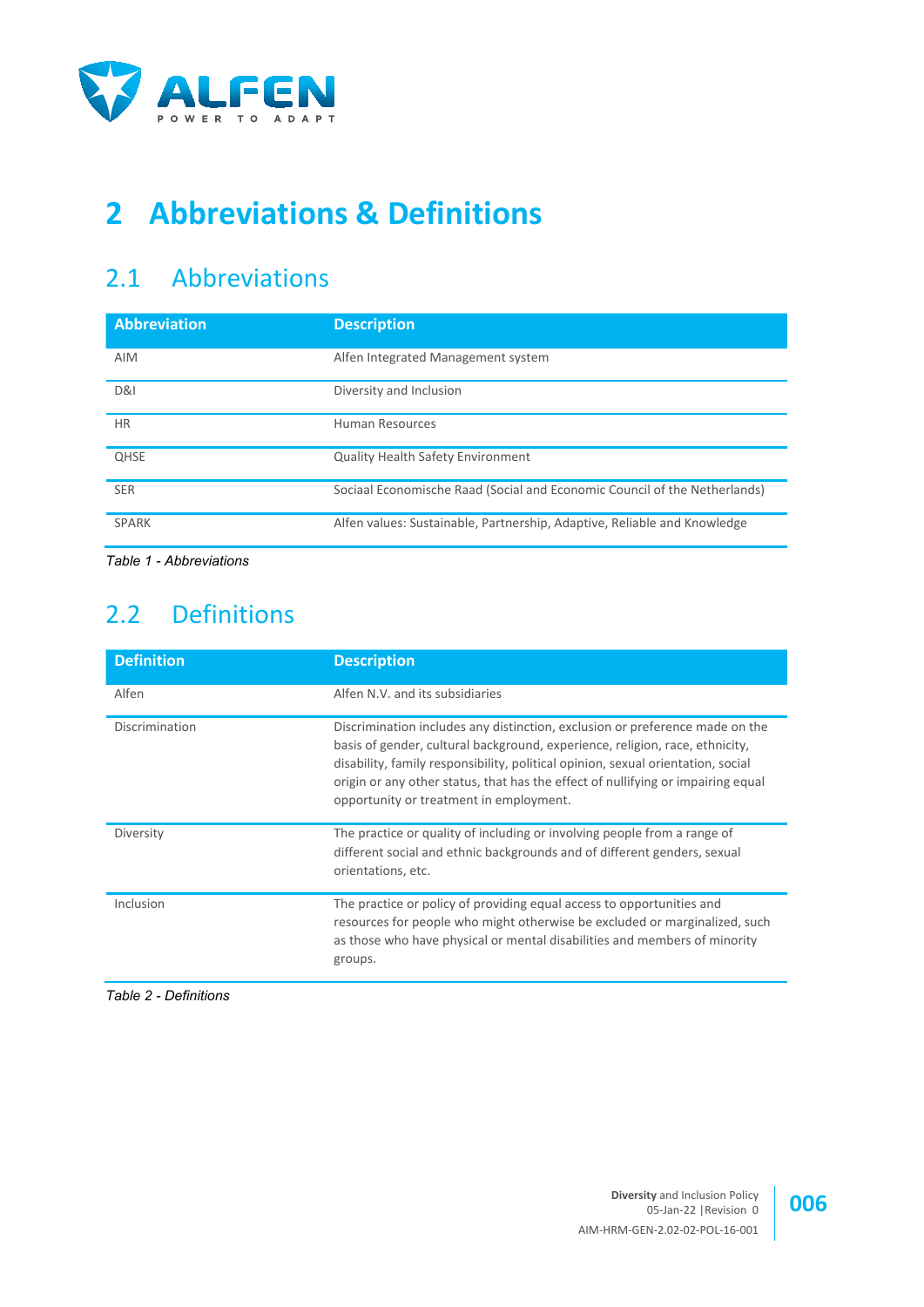# 2 Abbreviations & Definitions

## 2.1 Abbreviations

| Abbreviation | Description |
|---|---|
| AIM | Alfen Integrated Management system |
| D&I | Diversity and Inclusion |
| HR | Human Resources |
| QHSE | Quality Health Safety Environment |
| SER | Sociaal Economische Raad (Social and Economic Council of the Netherlands) |
| SPARK | Alfen values: Sustainable, Partnership, Adaptive, Reliable and Knowledge |

*Table 1 - Abbreviations*

## 2.2 Definitions

| Definition | Description |
|---|---|
| Alfen | Alfen N.V. and its subsidiaries |
| Discrimination | Discrimination includes any distinction, exclusion or preference made on the basis of gender, cultural background, experience, religion, race, ethnicity, disability, family responsibility, political opinion, sexual orientation, social origin or any other status, that has the effect of nullifying or impairing equal opportunity or treatment in employment. |
| Diversity | The practice or quality of including or involving people from a range of different social and ethnic backgrounds and of different genders, sexual orientations, etc. |
| Inclusion | The practice or policy of providing equal access to opportunities and resources for people who might otherwise be excluded or marginalized, such as those who have physical or mental disabilities and members of minority groups. |

*Table 2 - Definitions*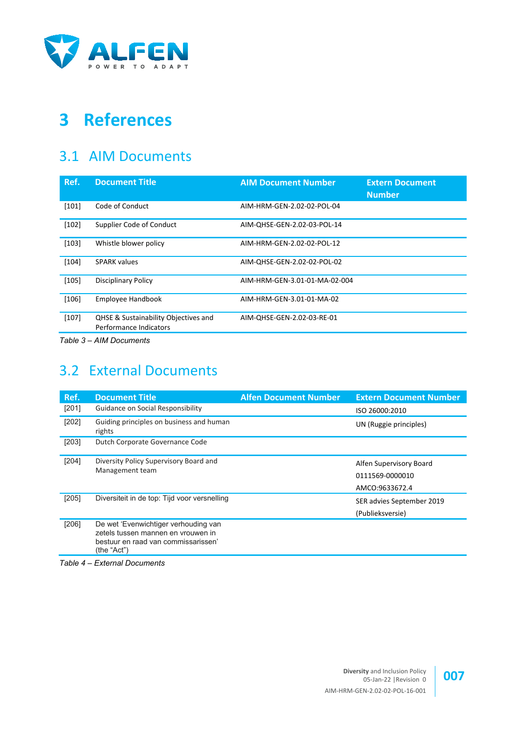# 3 References

## 3.1 AIM Documents

| Ref. | Document Title | AIM Document Number | Extern Document Number |
|---|---|---|---|
| [101] | Code of Conduct | AIM-HRM-GEN-2.02-02-POL-04 | |
| [102] | Supplier Code of Conduct | AIM-QHSE-GEN-2.02-03-POL-14 | |
| [103] | Whistle blower policy | AIM-HRM-GEN-2.02-02-POL-12 | |
| [104] | SPARK values | AIM-QHSE-GEN-2.02-02-POL-02 | |
| [105] | Disciplinary Policy | AIM-HRM-GEN-3.01-01-MA-02-004 | |
| [106] | Employee Handbook | AIM-HRM-GEN-3.01-01-MA-02 | |
| [107] | QHSE & Sustainability Objectives and Performance Indicators | AIM-QHSE-GEN-2.02-03-RE-01 | |

*Table 3 – AIM Documents*

## 3.2 External Documents

| Ref. | Document Title | Alfen Document Number | Extern Document Number |
|---|---|---|---|
| [201] | Guidance on Social Responsibility | | ISO 26000:2010 |
| [202] | Guiding principles on business and human rights | | UN (Ruggie principles) |
| [203] | Dutch Corporate Governance Code | | |
| [204] | Diversity Policy Supervisory Board and Management team | | Alfen Supervisory Board 0111569-0000010 AMCO:9633672.4 |
| [205] | Diversiteit in de top: Tijd voor versnelling | | SER advies September 2019 (Publieksversie) |
| [206] | De wet 'Evenwichtiger verhouding van zetels tussen mannen en vrouwen in bestuur en raad van commissarissen' (the "Act") | | |

*Table 4 – External Documents*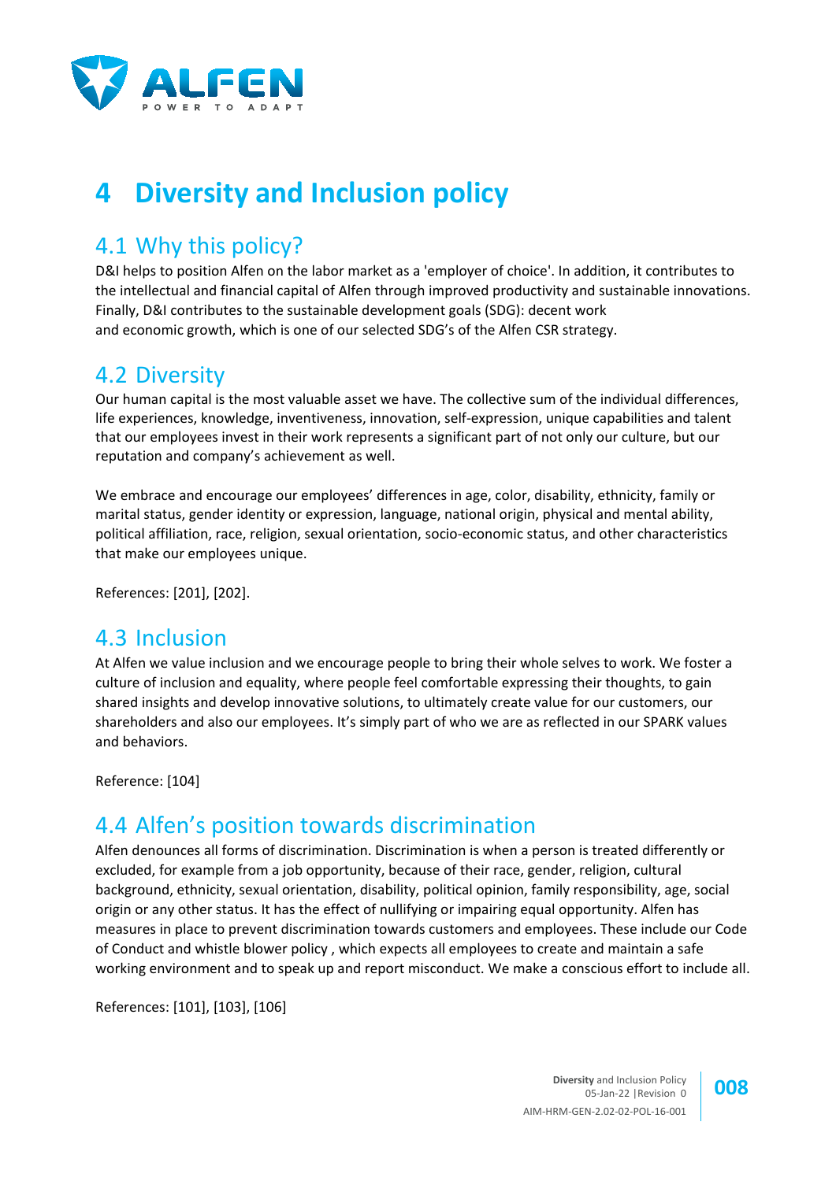# 4 Diversity and Inclusion policy

## 4.1 Why this policy?

D&I helps to position Alfen on the labor market as a 'employer of choice'. In addition, it contributes to the intellectual and financial capital of Alfen through improved productivity and sustainable innovations. Finally, D&I contributes to the sustainable development goals (SDG): decent work and economic growth, which is one of our selected SDG's of the Alfen CSR strategy.

## 4.2 Diversity

Our human capital is the most valuable asset we have. The collective sum of the individual differences, life experiences, knowledge, inventiveness, innovation, self-expression, unique capabilities and talent that our employees invest in their work represents a significant part of not only our culture, but our reputation and company's achievement as well.

We embrace and encourage our employees' differences in age, color, disability, ethnicity, family or marital status, gender identity or expression, language, national origin, physical and mental ability, political affiliation, race, religion, sexual orientation, socio-economic status, and other characteristics that make our employees unique.

References: [201], [202].

## 4.3 Inclusion

At Alfen we value inclusion and we encourage people to bring their whole selves to work. We foster a culture of inclusion and equality, where people feel comfortable expressing their thoughts, to gain shared insights and develop innovative solutions, to ultimately create value for our customers, our shareholders and also our employees. It's simply part of who we are as reflected in our SPARK values and behaviors.

Reference: [104]

## 4.4 Alfen's position towards discrimination

Alfen denounces all forms of discrimination. Discrimination is when a person is treated differently or excluded, for example from a job opportunity, because of their race, gender, religion, cultural background, ethnicity, sexual orientation, disability, political opinion, family responsibility, age, social origin or any other status. It has the effect of nullifying or impairing equal opportunity. Alfen has measures in place to prevent discrimination towards customers and employees. These include our Code of Conduct and whistle blower policy , which expects all employees to create and maintain a safe working environment and to speak up and report misconduct. We make a conscious effort to include all.

References: [101], [103], [106]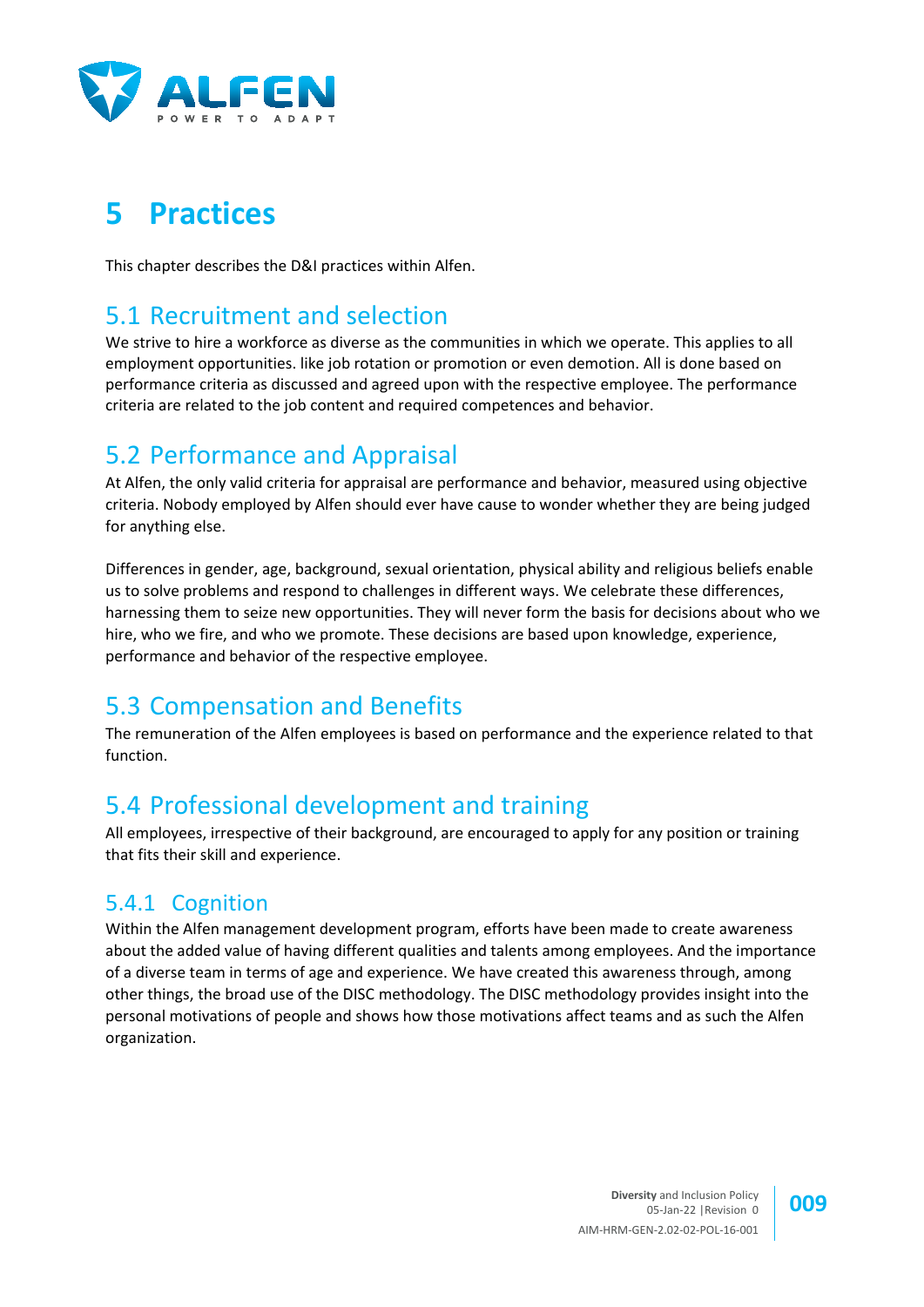# 5 Practices

This chapter describes the D&I practices within Alfen.

## 5.1 Recruitment and selection

We strive to hire a workforce as diverse as the communities in which we operate. This applies to all employment opportunities. like job rotation or promotion or even demotion. All is done based on performance criteria as discussed and agreed upon with the respective employee. The performance criteria are related to the job content and required competences and behavior.

## 5.2 Performance and Appraisal

At Alfen, the only valid criteria for appraisal are performance and behavior, measured using objective criteria. Nobody employed by Alfen should ever have cause to wonder whether they are being judged for anything else.

Differences in gender, age, background, sexual orientation, physical ability and religious beliefs enable us to solve problems and respond to challenges in different ways. We celebrate these differences, harnessing them to seize new opportunities. They will never form the basis for decisions about who we hire, who we fire, and who we promote. These decisions are based upon knowledge, experience, performance and behavior of the respective employee.

## 5.3 Compensation and Benefits

The remuneration of the Alfen employees is based on performance and the experience related to that function.

## 5.4 Professional development and training

All employees, irrespective of their background, are encouraged to apply for any position or training that fits their skill and experience.

### 5.4.1 Cognition

Within the Alfen management development program, efforts have been made to create awareness about the added value of having different qualities and talents among employees. And the importance of a diverse team in terms of age and experience. We have created this awareness through, among other things, the broad use of the DISC methodology. The DISC methodology provides insight into the personal motivations of people and shows how those motivations affect teams and as such the Alfen organization.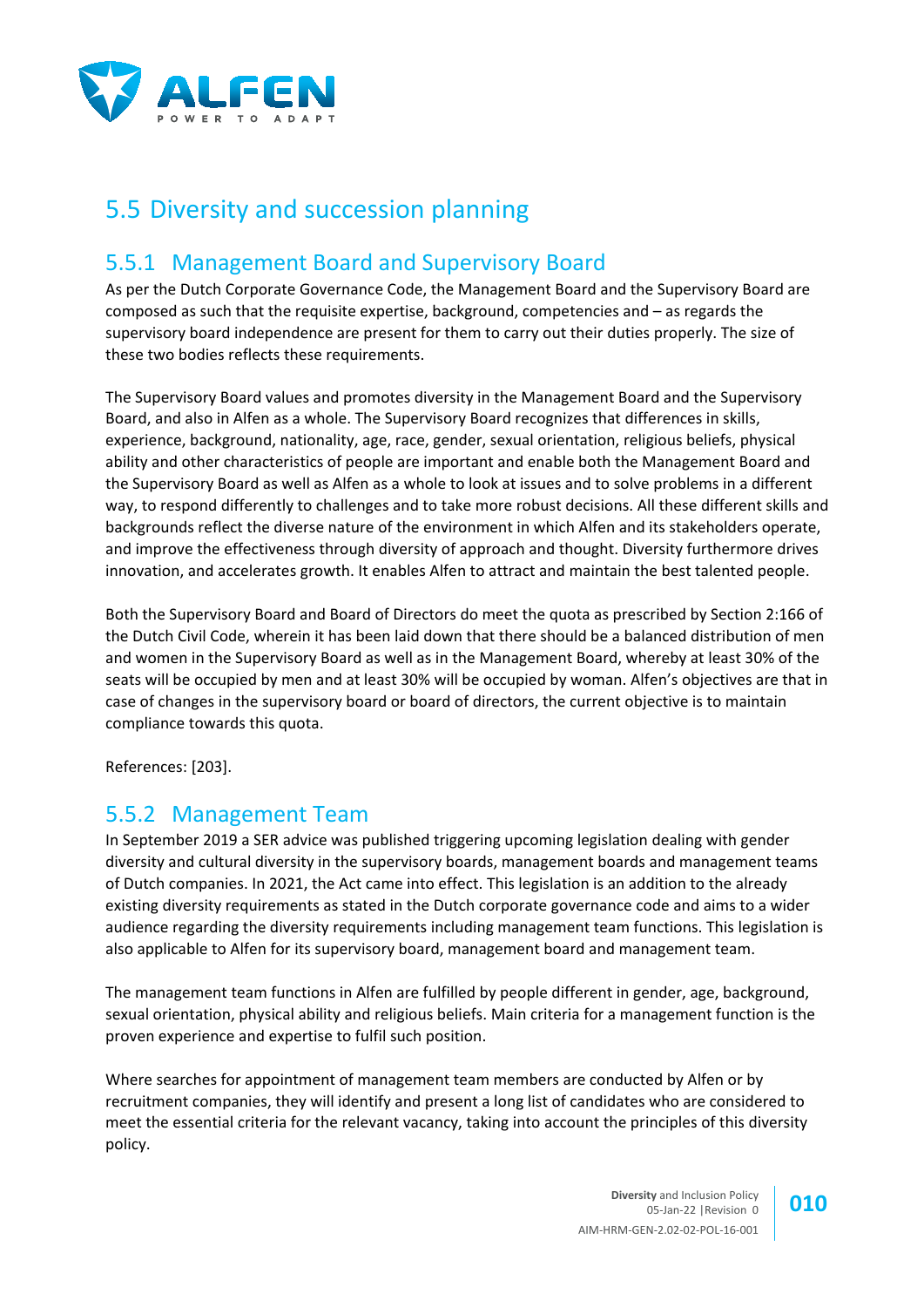# 5.5 Diversity and succession planning

## 5.5.1 Management Board and Supervisory Board

As per the Dutch Corporate Governance Code, the Management Board and the Supervisory Board are composed as such that the requisite expertise, background, competencies and – as regards the supervisory board independence are present for them to carry out their duties properly. The size of these two bodies reflects these requirements.

The Supervisory Board values and promotes diversity in the Management Board and the Supervisory Board, and also in Alfen as a whole. The Supervisory Board recognizes that differences in skills, experience, background, nationality, age, race, gender, sexual orientation, religious beliefs, physical ability and other characteristics of people are important and enable both the Management Board and the Supervisory Board as well as Alfen as a whole to look at issues and to solve problems in a different way, to respond differently to challenges and to take more robust decisions. All these different skills and backgrounds reflect the diverse nature of the environment in which Alfen and its stakeholders operate, and improve the effectiveness through diversity of approach and thought. Diversity furthermore drives innovation, and accelerates growth. It enables Alfen to attract and maintain the best talented people.

Both the Supervisory Board and Board of Directors do meet the quota as prescribed by Section 2:166 of the Dutch Civil Code, wherein it has been laid down that there should be a balanced distribution of men and women in the Supervisory Board as well as in the Management Board, whereby at least 30% of the seats will be occupied by men and at least 30% will be occupied by woman. Alfen's objectives are that in case of changes in the supervisory board or board of directors, the current objective is to maintain compliance towards this quota.

References: [203].

## 5.5.2 Management Team

In September 2019 a SER advice was published triggering upcoming legislation dealing with gender diversity and cultural diversity in the supervisory boards, management boards and management teams of Dutch companies. In 2021, the Act came into effect. This legislation is an addition to the already existing diversity requirements as stated in the Dutch corporate governance code and aims to a wider audience regarding the diversity requirements including management team functions. This legislation is also applicable to Alfen for its supervisory board, management board and management team.

The management team functions in Alfen are fulfilled by people different in gender, age, background, sexual orientation, physical ability and religious beliefs. Main criteria for a management function is the proven experience and expertise to fulfil such position.

Where searches for appointment of management team members are conducted by Alfen or by recruitment companies, they will identify and present a long list of candidates who are considered to meet the essential criteria for the relevant vacancy, taking into account the principles of this diversity policy.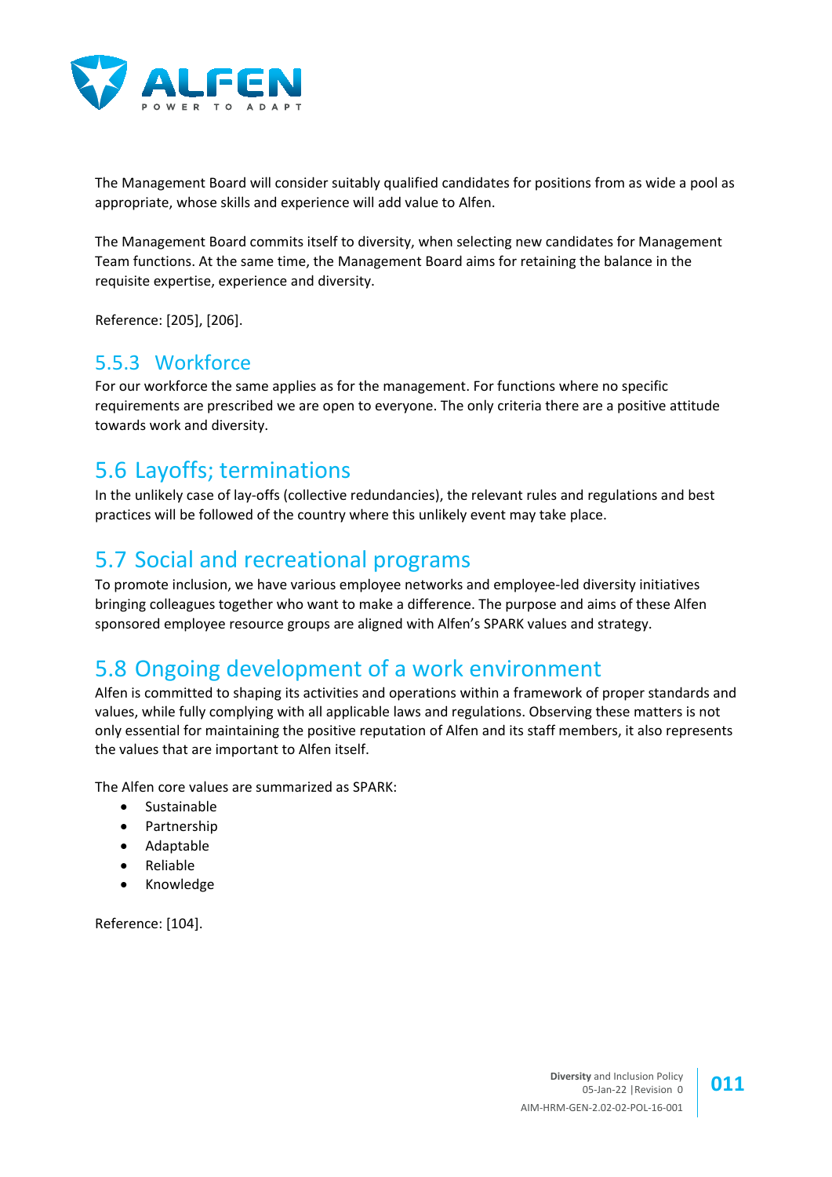The Management Board will consider suitably qualified candidates for positions from as wide a pool as appropriate, whose skills and experience will add value to Alfen.

The Management Board commits itself to diversity, when selecting new candidates for Management Team functions. At the same time, the Management Board aims for retaining the balance in the requisite expertise, experience and diversity.

Reference: [205], [206].

### 5.5.3 Workforce

For our workforce the same applies as for the management. For functions where no specific requirements are prescribed we are open to everyone. The only criteria there are a positive attitude towards work and diversity.

## 5.6 Layoffs; terminations

In the unlikely case of lay-offs (collective redundancies), the relevant rules and regulations and best practices will be followed of the country where this unlikely event may take place.

## 5.7 Social and recreational programs

To promote inclusion, we have various employee networks and employee-led diversity initiatives bringing colleagues together who want to make a difference. The purpose and aims of these Alfen sponsored employee resource groups are aligned with Alfen's SPARK values and strategy.

## 5.8 Ongoing development of a work environment

Alfen is committed to shaping its activities and operations within a framework of proper standards and values, while fully complying with all applicable laws and regulations. Observing these matters is not only essential for maintaining the positive reputation of Alfen and its staff members, it also represents the values that are important to Alfen itself.

The Alfen core values are summarized as SPARK:

- Sustainable
- Partnership
- Adaptable
- Reliable
- Knowledge

Reference: [104].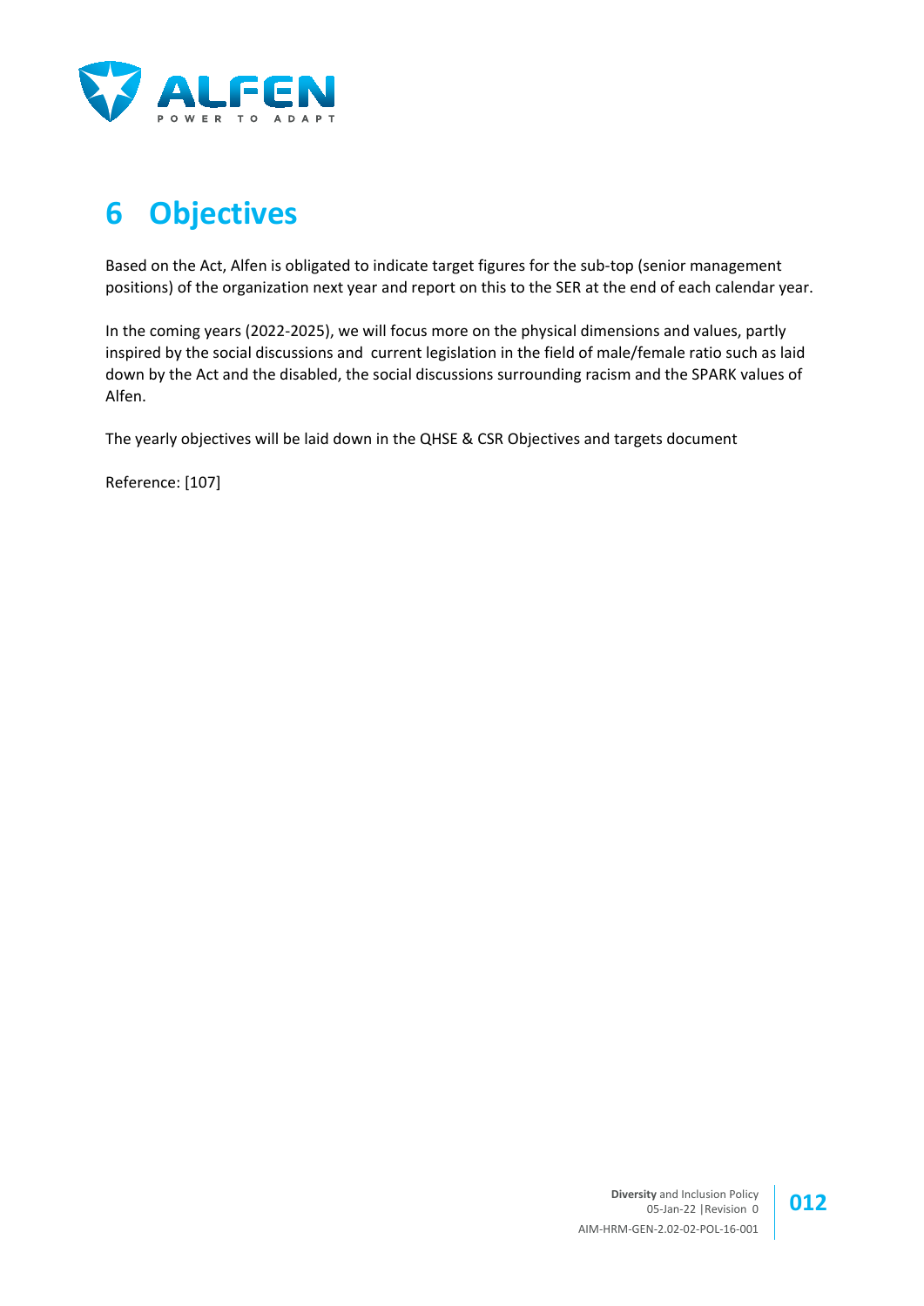# 6 Objectives

Based on the Act, Alfen is obligated to indicate target figures for the sub-top (senior management positions) of the organization next year and report on this to the SER at the end of each calendar year.

In the coming years (2022-2025), we will focus more on the physical dimensions and values, partly inspired by the social discussions and current legislation in the field of male/female ratio such as laid down by the Act and the disabled, the social discussions surrounding racism and the SPARK values of Alfen.

The yearly objectives will be laid down in the QHSE & CSR Objectives and targets document

Reference: [107]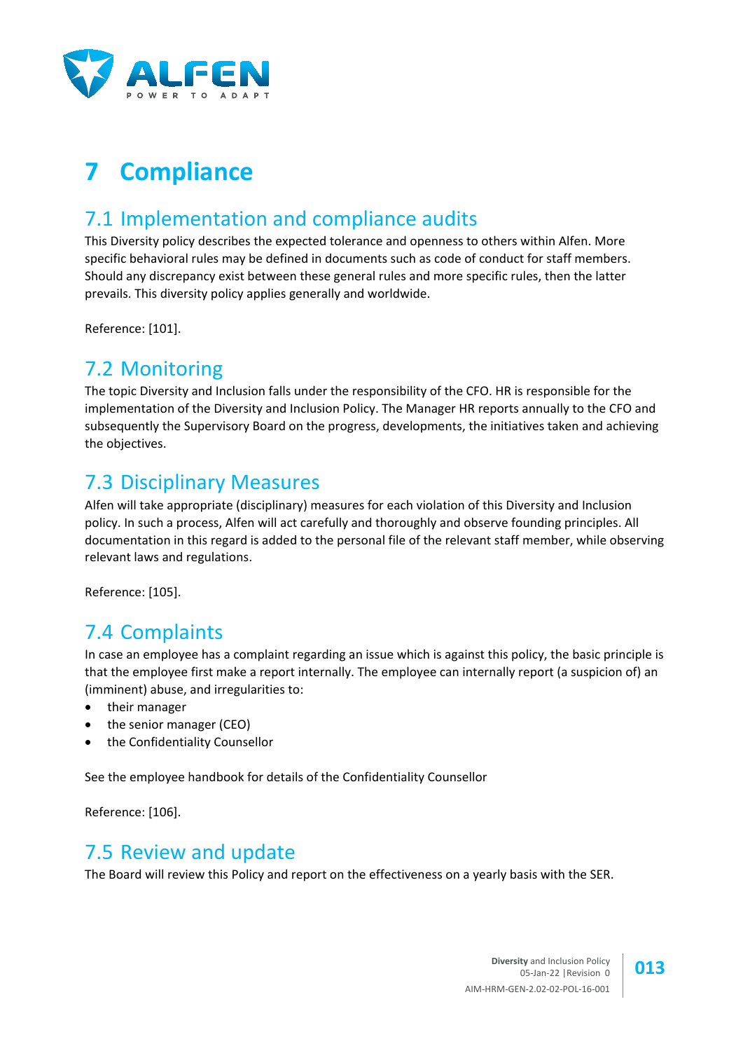# 7 Compliance

## 7.1 Implementation and compliance audits

This Diversity policy describes the expected tolerance and openness to others within Alfen. More specific behavioral rules may be defined in documents such as code of conduct for staff members. Should any discrepancy exist between these general rules and more specific rules, then the latter prevails. This diversity policy applies generally and worldwide.

Reference: [101].

## 7.2 Monitoring

The topic Diversity and Inclusion falls under the responsibility of the CFO. HR is responsible for the implementation of the Diversity and Inclusion Policy. The Manager HR reports annually to the CFO and subsequently the Supervisory Board on the progress, developments, the initiatives taken and achieving the objectives.

## 7.3 Disciplinary Measures

Alfen will take appropriate (disciplinary) measures for each violation of this Diversity and Inclusion policy. In such a process, Alfen will act carefully and thoroughly and observe founding principles. All documentation in this regard is added to the personal file of the relevant staff member, while observing relevant laws and regulations.

Reference: [105].

## 7.4 Complaints

In case an employee has a complaint regarding an issue which is against this policy, the basic principle is that the employee first make a report internally. The employee can internally report (a suspicion of) an (imminent) abuse, and irregularities to:

- their manager
- the senior manager (CEO)
- the Confidentiality Counsellor

See the employee handbook for details of the Confidentiality Counsellor

Reference: [106].

## 7.5 Review and update

The Board will review this Policy and report on the effectiveness on a yearly basis with the SER.